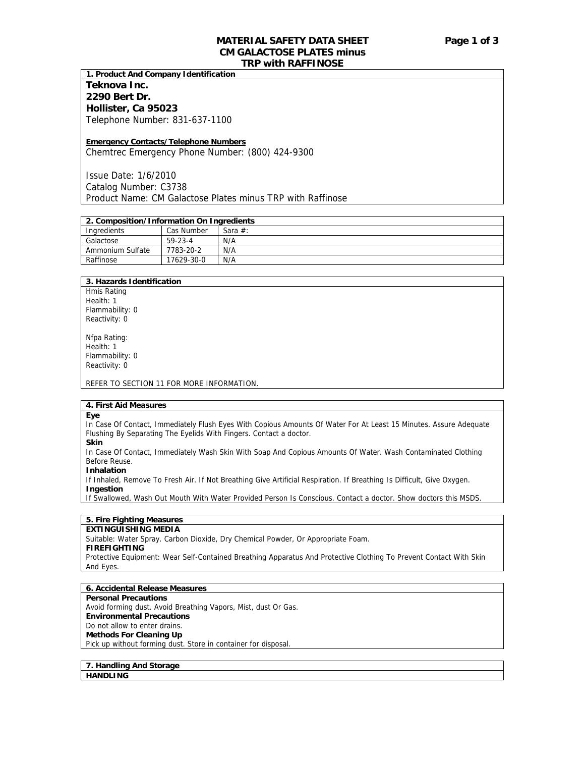# MATERIAL SAFETY DATA SHEET
# CM GALACTOSE PLATES minus TRP with RAFFINOSE

## 1. Product And Company Identification

**Teknova Inc.**
**2290 Bert Dr.**
**Hollister, Ca 95023**
Telephone Number: 831-637-1100

**Emergency Contacts/Telephone Numbers**
Chemtrec Emergency Phone Number: (800) 424-9300

Issue Date: 1/6/2010
Catalog Number: C3738
Product Name: CM Galactose Plates minus TRP with Raffinose

## 2. Composition/Information On Ingredients

| Ingredients | Cas Number | Sara #: |
|---|---|---|
| Galactose | 59-23-4 | N/A |
| Ammonium Sulfate | 7783-20-2 | N/A |
| Raffinose | 17629-30-0 | N/A |

## 3. Hazards Identification

Hmis Rating
Health: 1
Flammability: 0
Reactivity: 0

Nfpa Rating:
Health: 1
Flammability: 0
Reactivity: 0

REFER TO SECTION 11 FOR MORE INFORMATION.

## 4. First Aid Measures

**Eye**
In Case Of Contact, Immediately Flush Eyes With Copious Amounts Of Water For At Least 15 Minutes. Assure Adequate Flushing By Separating The Eyelids With Fingers. Contact a doctor.

**Skin**
In Case Of Contact, Immediately Wash Skin With Soap And Copious Amounts Of Water. Wash Contaminated Clothing Before Reuse.

**Inhalation**
If Inhaled, Remove To Fresh Air. If Not Breathing Give Artificial Respiration. If Breathing Is Difficult, Give Oxygen.

**Ingestion**
If Swallowed, Wash Out Mouth With Water Provided Person Is Conscious. Contact a doctor. Show doctors this MSDS.

## 5. Fire Fighting Measures

**EXTINGUISHING MEDIA**
Suitable: Water Spray. Carbon Dioxide, Dry Chemical Powder, Or Appropriate Foam.

**FIREFIGHTING**
Protective Equipment: Wear Self-Contained Breathing Apparatus And Protective Clothing To Prevent Contact With Skin And Eyes.

## 6. Accidental Release Measures

**Personal Precautions**
Avoid forming dust. Avoid Breathing Vapors, Mist, dust Or Gas.

**Environmental Precautions**
Do not allow to enter drains.

**Methods For Cleaning Up**
Pick up without forming dust. Store in container for disposal.

## 7. Handling And Storage

**HANDLING**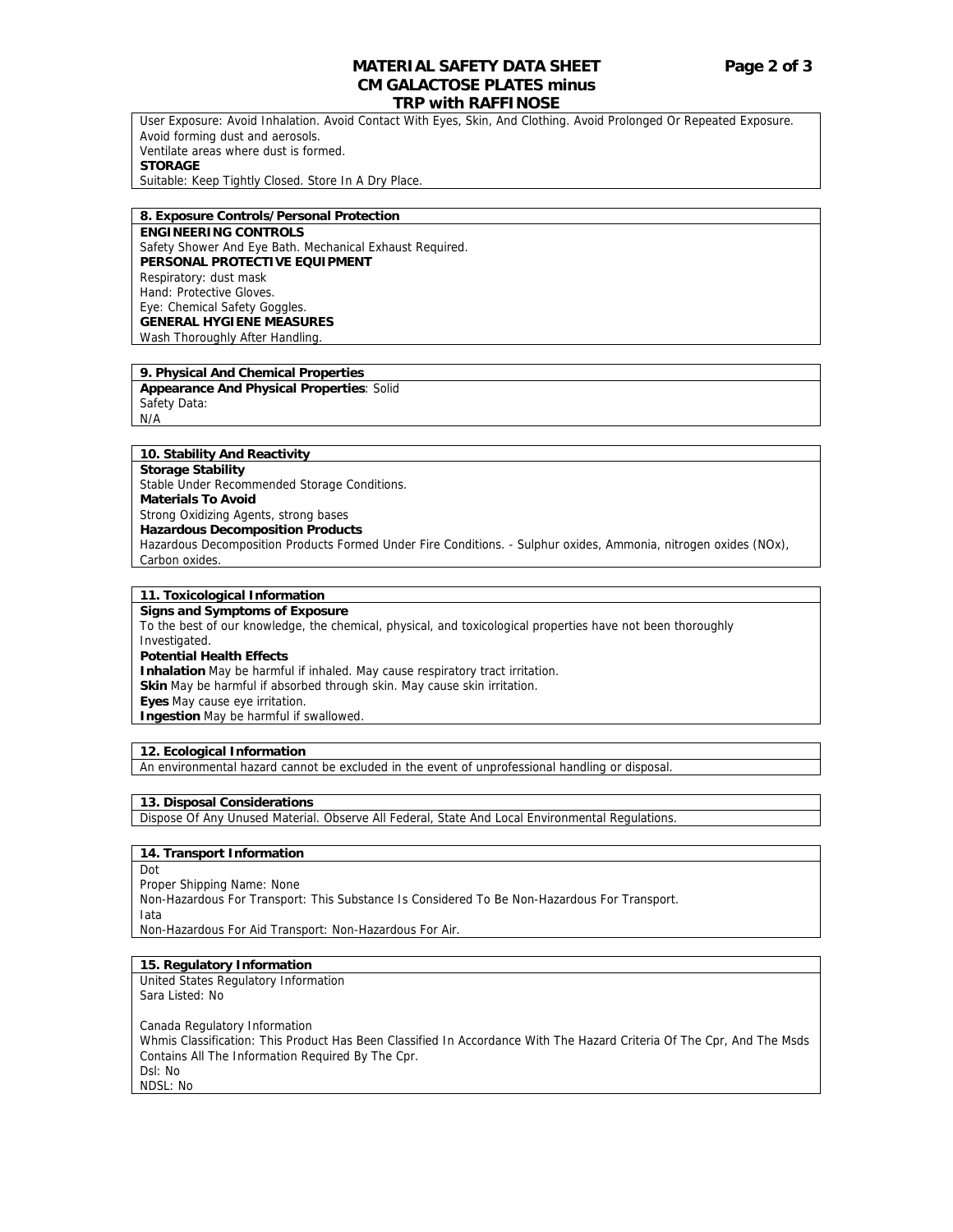User Exposure: Avoid Inhalation. Avoid Contact With Eyes, Skin, And Clothing. Avoid Prolonged Or Repeated Exposure. Avoid forming dust and aerosols.
Ventilate areas where dust is formed.

**STORAGE**

Suitable: Keep Tightly Closed. Store In A Dry Place.

## 8. Exposure Controls/Personal Protection

**ENGINEERING CONTROLS**

Safety Shower And Eye Bath. Mechanical Exhaust Required.

**PERSONAL PROTECTIVE EQUIPMENT**

Respiratory: dust mask
Hand: Protective Gloves.
Eye: Chemical Safety Goggles.

**GENERAL HYGIENE MEASURES**

Wash Thoroughly After Handling.

## 9. Physical And Chemical Properties

**Appearance And Physical Properties**: Solid
Safety Data:
N/A

## 10. Stability And Reactivity

**Storage Stability**

Stable Under Recommended Storage Conditions.

**Materials To Avoid**

Strong Oxidizing Agents, strong bases

**Hazardous Decomposition Products**

Hazardous Decomposition Products Formed Under Fire Conditions. - Sulphur oxides, Ammonia, nitrogen oxides (NOx), Carbon oxides.

## 11. Toxicological Information

**Signs and Symptoms of Exposure**

To the best of our knowledge, the chemical, physical, and toxicological properties have not been thoroughly Investigated.

**Potential Health Effects**

**Inhalation** May be harmful if inhaled. May cause respiratory tract irritation.
**Skin** May be harmful if absorbed through skin. May cause skin irritation.
**Eyes** May cause eye irritation.
**Ingestion** May be harmful if swallowed.

## 12. Ecological Information

An environmental hazard cannot be excluded in the event of unprofessional handling or disposal.

## 13. Disposal Considerations

Dispose Of Any Unused Material. Observe All Federal, State And Local Environmental Regulations.

## 14. Transport Information

Dot
Proper Shipping Name: None
Non-Hazardous For Transport: This Substance Is Considered To Be Non-Hazardous For Transport.
Iata
Non-Hazardous For Aid Transport: Non-Hazardous For Air.

## 15. Regulatory Information

United States Regulatory Information
Sara Listed: No

Canada Regulatory Information
Whmis Classification: This Product Has Been Classified In Accordance With The Hazard Criteria Of The Cpr, And The Msds Contains All The Information Required By The Cpr.
Dsl: No
NDSL: No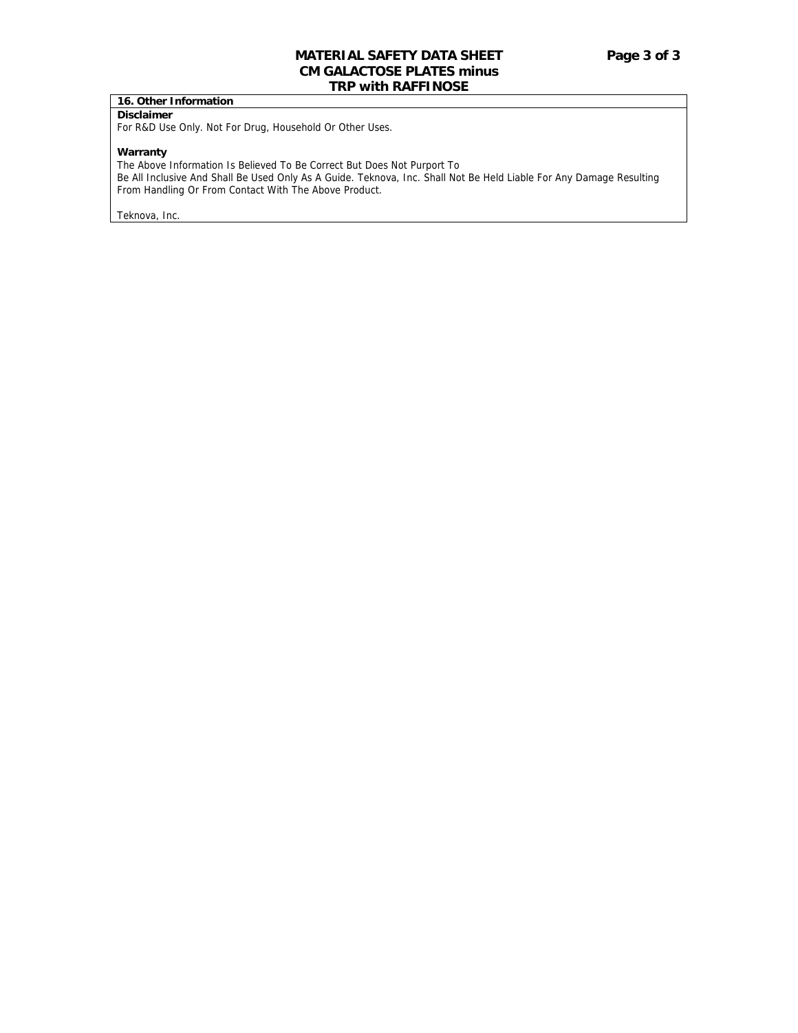## 16. Other Information

**Disclaimer**

For R&D Use Only. Not For Drug, Household Or Other Uses.

**Warranty**

The Above Information Is Believed To Be Correct But Does Not Purport To
Be All Inclusive And Shall Be Used Only As A Guide. Teknova, Inc. Shall Not Be Held Liable For Any Damage Resulting From Handling Or From Contact With The Above Product.

Teknova, Inc.